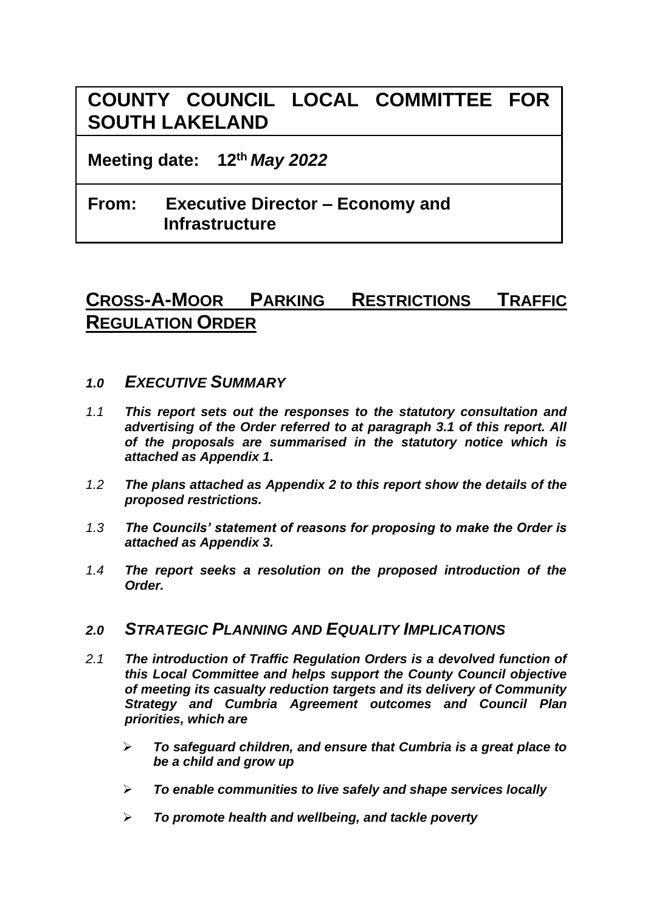# COUNTY COUNCIL LOCAL COMMITTEE FOR SOUTH LAKELAND

**Meeting date: 12th *May 2022***

**From: Executive Director – Economy and Infrastructure**

## CROSS-A-MOOR PARKING RESTRICTIONS TRAFFIC REGULATION ORDER

### *1.0 EXECUTIVE SUMMARY*

*1.1* ***This report sets out the responses to the statutory consultation and advertising of the Order referred to at paragraph 3.1 of this report. All of the proposals are summarised in the statutory notice which is attached as Appendix 1.***

*1.2* ***The plans attached as Appendix 2 to this report show the details of the proposed restrictions.***

*1.3* ***The Councils' statement of reasons for proposing to make the Order is attached as Appendix 3.***

*1.4* ***The report seeks a resolution on the proposed introduction of the Order.***

### *2.0 STRATEGIC PLANNING AND EQUALITY IMPLICATIONS*

*2.1* ***The introduction of Traffic Regulation Orders is a devolved function of this Local Committee and helps support the County Council objective of meeting its casualty reduction targets and its delivery of Community Strategy and Cumbria Agreement outcomes and Council Plan priorities, which are***

- ***To safeguard children, and ensure that Cumbria is a great place to be a child and grow up***
- ***To enable communities to live safely and shape services locally***
- ***To promote health and wellbeing, and tackle poverty***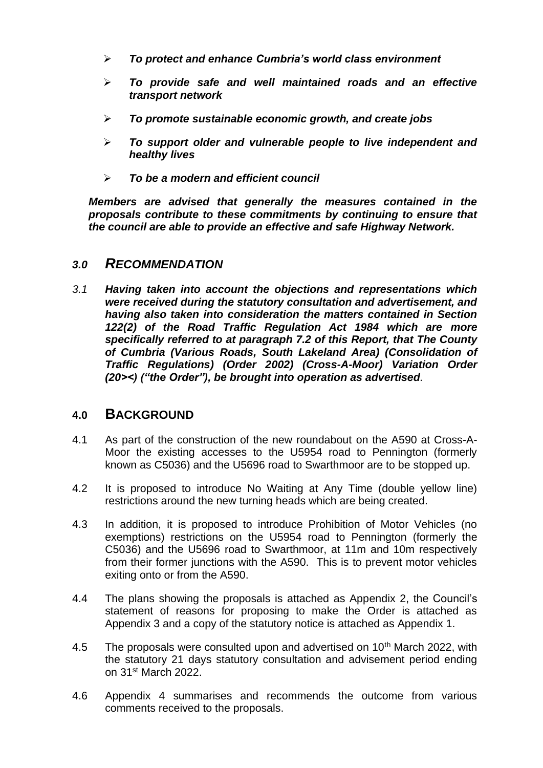- ***To protect and enhance Cumbria's world class environment***
- ***To provide safe and well maintained roads and an effective transport network***
- ***To promote sustainable economic growth, and create jobs***
- ***To support older and vulnerable people to live independent and healthy lives***
- ***To be a modern and efficient council***

***Members are advised that generally the measures contained in the proposals contribute to these commitments by continuing to ensure that the council are able to provide an effective and safe Highway Network.***

## *3.0 RECOMMENDATION*

*3.1* ***Having taken into account the objections and representations which were received during the statutory consultation and advertisement, and having also taken into consideration the matters contained in Section 122(2) of the Road Traffic Regulation Act 1984 which are more specifically referred to at paragraph 7.2 of this Report, that The County of Cumbria (Various Roads, South Lakeland Area) (Consolidation of Traffic Regulations) (Order 2002) (Cross-A-Moor) Variation Order (20><) ("the Order"), be brought into operation as advertised***.

## 4.0 BACKGROUND

4.1 As part of the construction of the new roundabout on the A590 at Cross-A-Moor the existing accesses to the U5954 road to Pennington (formerly known as C5036) and the U5696 road to Swarthmoor are to be stopped up.

4.2 It is proposed to introduce No Waiting at Any Time (double yellow line) restrictions around the new turning heads which are being created.

4.3 In addition, it is proposed to introduce Prohibition of Motor Vehicles (no exemptions) restrictions on the U5954 road to Pennington (formerly the C5036) and the U5696 road to Swarthmoor, at 11m and 10m respectively from their former junctions with the A590. This is to prevent motor vehicles exiting onto or from the A590.

4.4 The plans showing the proposals is attached as Appendix 2, the Council's statement of reasons for proposing to make the Order is attached as Appendix 3 and a copy of the statutory notice is attached as Appendix 1.

4.5 The proposals were consulted upon and advertised on 10th March 2022, with the statutory 21 days statutory consultation and advisement period ending on 31st March 2022.

4.6 Appendix 4 summarises and recommends the outcome from various comments received to the proposals.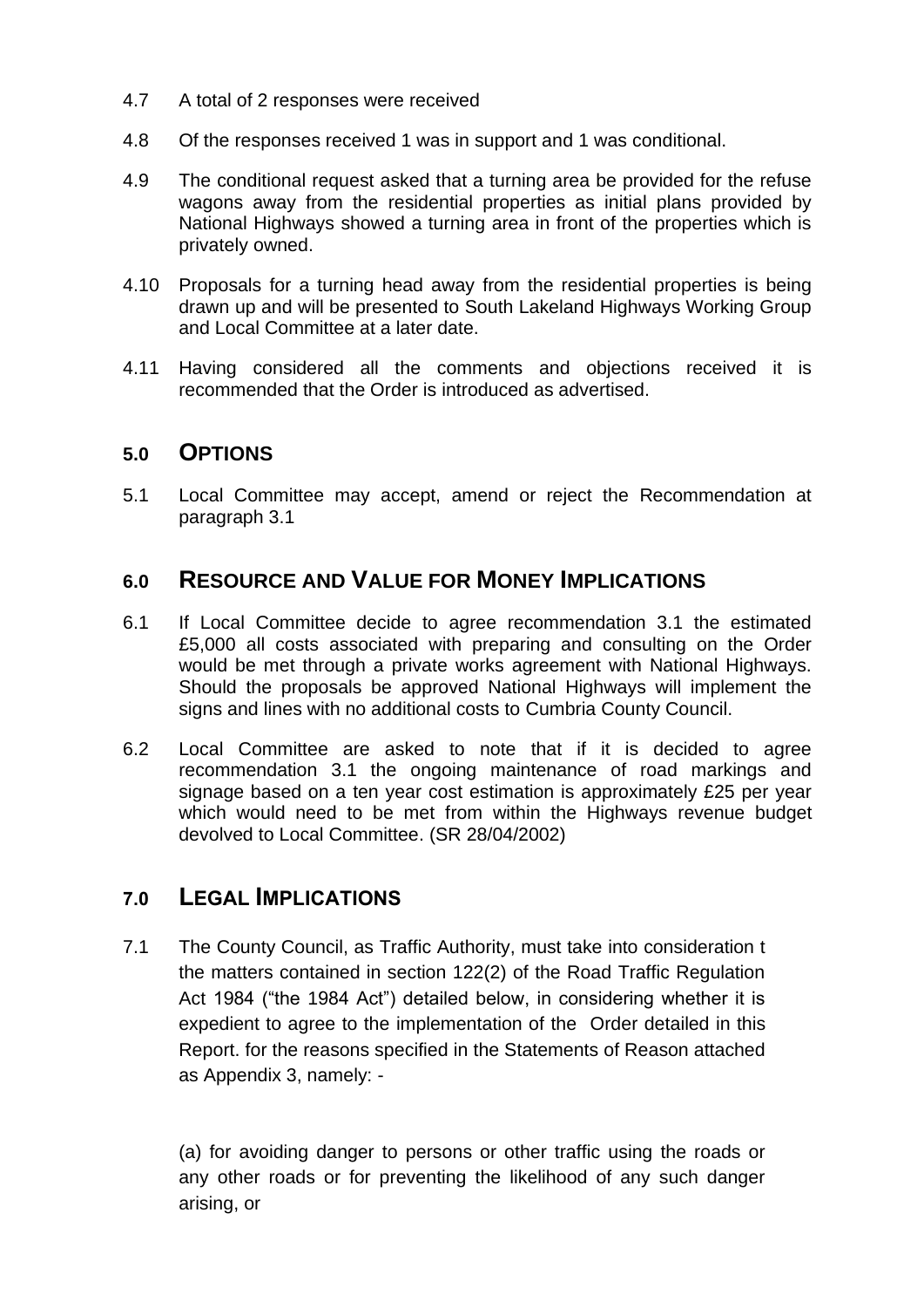4.7 A total of 2 responses were received

4.8 Of the responses received 1 was in support and 1 was conditional.

4.9 The conditional request asked that a turning area be provided for the refuse wagons away from the residential properties as initial plans provided by National Highways showed a turning area in front of the properties which is privately owned.

4.10 Proposals for a turning head away from the residential properties is being drawn up and will be presented to South Lakeland Highways Working Group and Local Committee at a later date.

4.11 Having considered all the comments and objections received it is recommended that the Order is introduced as advertised.

## 5.0 OPTIONS

5.1 Local Committee may accept, amend or reject the Recommendation at paragraph 3.1

## 6.0 RESOURCE AND VALUE FOR MONEY IMPLICATIONS

6.1 If Local Committee decide to agree recommendation 3.1 the estimated £5,000 all costs associated with preparing and consulting on the Order would be met through a private works agreement with National Highways. Should the proposals be approved National Highways will implement the signs and lines with no additional costs to Cumbria County Council.

6.2 Local Committee are asked to note that if it is decided to agree recommendation 3.1 the ongoing maintenance of road markings and signage based on a ten year cost estimation is approximately £25 per year which would need to be met from within the Highways revenue budget devolved to Local Committee. (SR 28/04/2002)

## 7.0 LEGAL IMPLICATIONS

7.1 The County Council, as Traffic Authority, must take into consideration t the matters contained in section 122(2) of the Road Traffic Regulation Act 1984 ("the 1984 Act") detailed below, in considering whether it is expedient to agree to the implementation of the Order detailed in this Report. for the reasons specified in the Statements of Reason attached as Appendix 3, namely: -

(a) for avoiding danger to persons or other traffic using the roads or any other roads or for preventing the likelihood of any such danger arising, or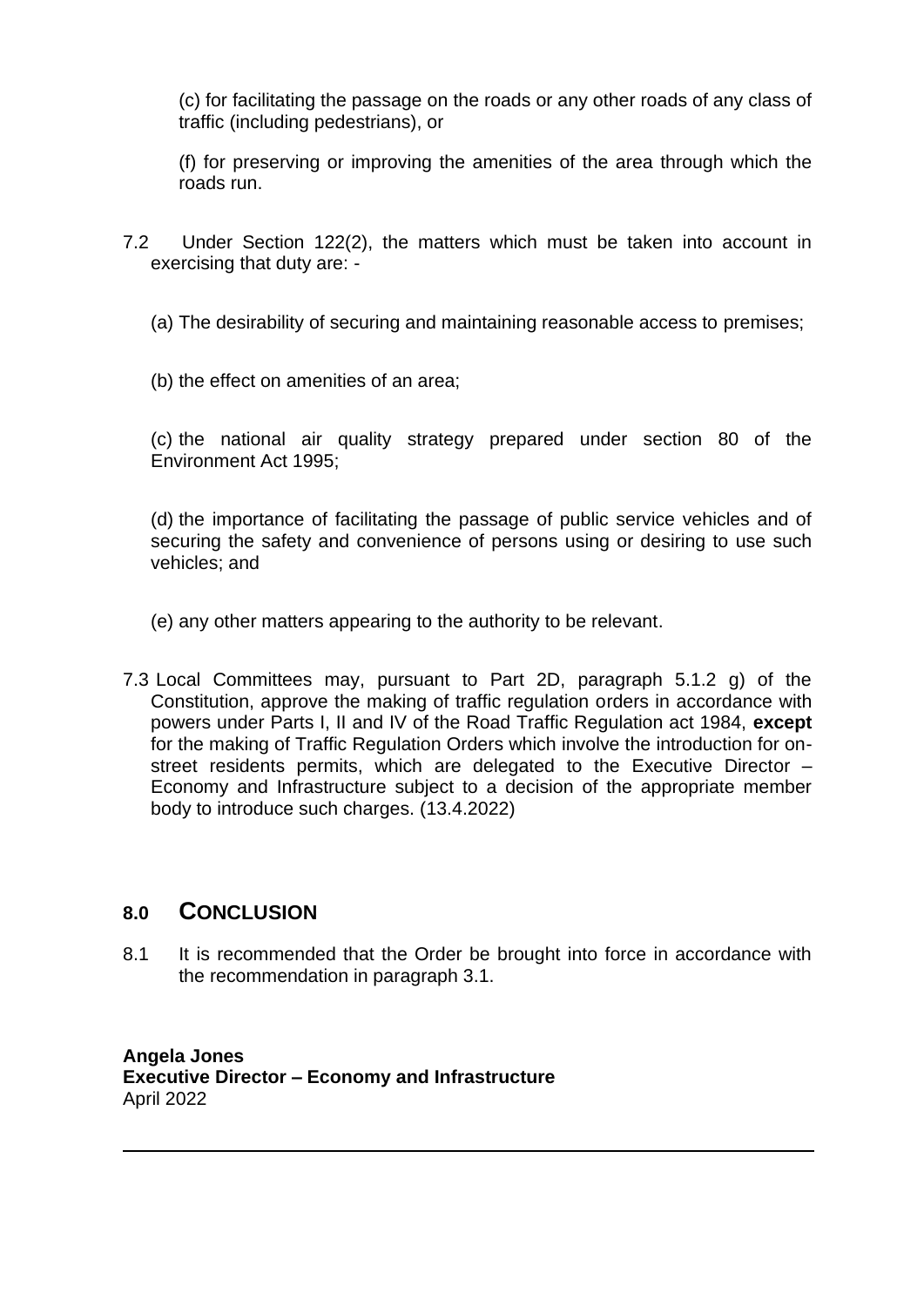(c) for facilitating the passage on the roads or any other roads of any class of traffic (including pedestrians), or

(f) for preserving or improving the amenities of the area through which the roads run.

7.2 Under Section 122(2), the matters which must be taken into account in exercising that duty are: -

(a) The desirability of securing and maintaining reasonable access to premises;

(b) the effect on amenities of an area;

(c) the national air quality strategy prepared under section 80 of the Environment Act 1995;

(d) the importance of facilitating the passage of public service vehicles and of securing the safety and convenience of persons using or desiring to use such vehicles; and

(e) any other matters appearing to the authority to be relevant.

7.3 Local Committees may, pursuant to Part 2D, paragraph 5.1.2 g) of the Constitution, approve the making of traffic regulation orders in accordance with powers under Parts I, II and IV of the Road Traffic Regulation act 1984, **except** for the making of Traffic Regulation Orders which involve the introduction for on-street residents permits, which are delegated to the Executive Director – Economy and Infrastructure subject to a decision of the appropriate member body to introduce such charges. (13.4.2022)

## 8.0 CONCLUSION

8.1 It is recommended that the Order be brought into force in accordance with the recommendation in paragraph 3.1.

**Angela Jones**
**Executive Director – Economy and Infrastructure**
April 2022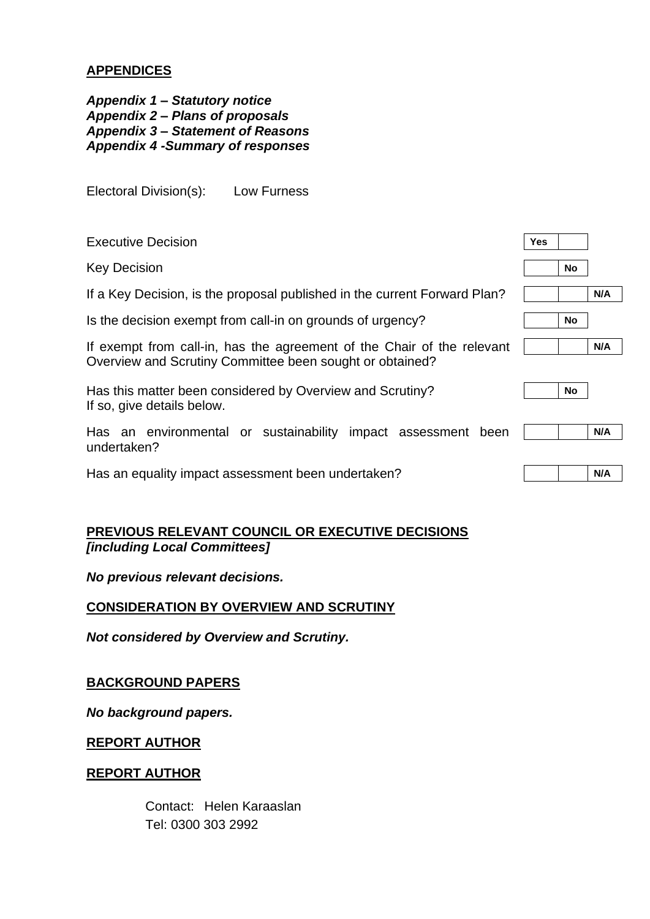## APPENDICES

***Appendix 1 – Statutory notice***
***Appendix 2 – Plans of proposals***
***Appendix 3 – Statement of Reasons***
***Appendix 4 -Summary of responses***

Electoral Division(s): Low Furness

| | | | |
|---|---|---|---|
| Executive Decision | **Yes** | | |
| Key Decision | | **No** | |
| If a Key Decision, is the proposal published in the current Forward Plan? | | | **N/A** |
| Is the decision exempt from call-in on grounds of urgency? | | **No** | |
| If exempt from call-in, has the agreement of the Chair of the relevant Overview and Scrutiny Committee been sought or obtained? | | | **N/A** |
| Has this matter been considered by Overview and Scrutiny? If so, give details below. | | **No** | |
| Has an environmental or sustainability impact assessment been undertaken? | | | **N/A** |
| Has an equality impact assessment been undertaken? | | | **N/A** |

## PREVIOUS RELEVANT COUNCIL OR EXECUTIVE DECISIONS
***[including Local Committees]***

***No previous relevant decisions.***

## CONSIDERATION BY OVERVIEW AND SCRUTINY

***Not considered by Overview and Scrutiny.***

## BACKGROUND PAPERS

***No background papers.***

## REPORT AUTHOR

## REPORT AUTHOR

Contact: Helen Karaaslan
Tel: 0300 303 2992